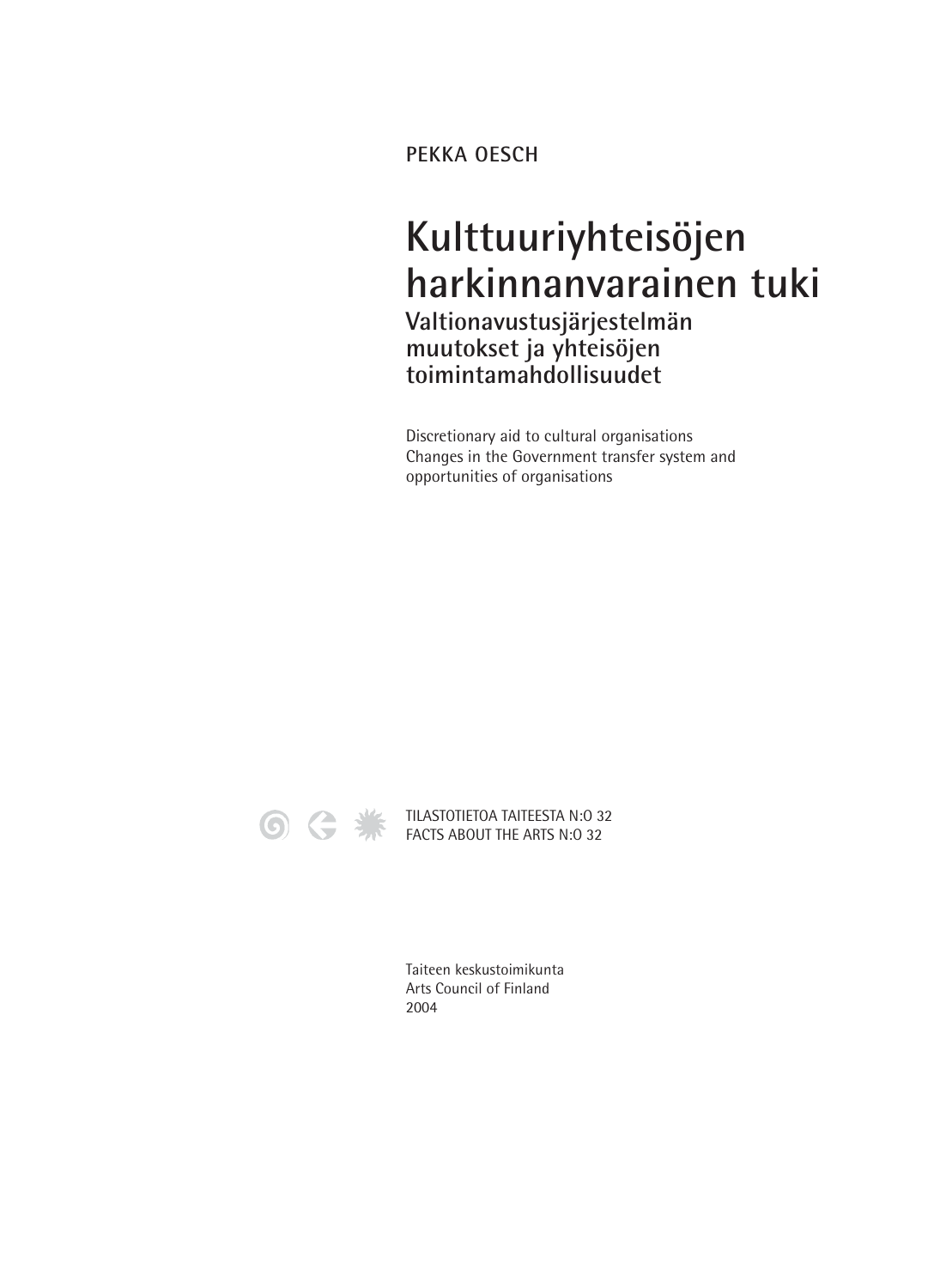PEKKA OESCH

# Kulttuuriyhteisöjen harkinnanvarainen tuki

## Valtionavustusjärjestelmän muutokset ja yhteisöjen toimintamahdollisuudet

Discretionary aid to cultural organisations
Changes in the Government transfer system and opportunities of organisations

TILASTOTIETOA TAITEESTA N:O 32
FACTS ABOUT THE ARTS N:O 32

Taiteen keskustoimikunta
Arts Council of Finland
2004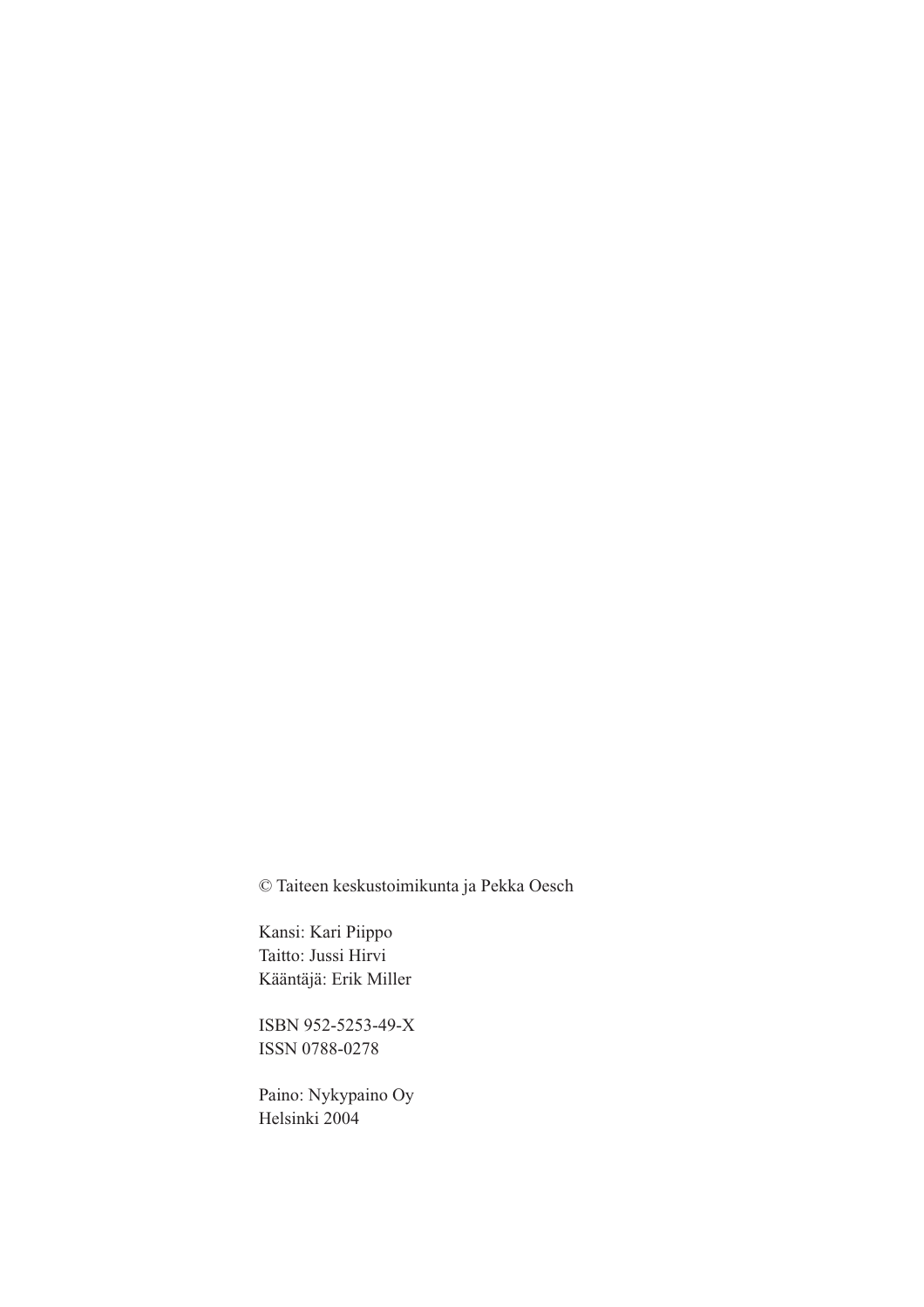© Taiteen keskustoimikunta ja Pekka Oesch

Kansi: Kari Piippo
Taitto: Jussi Hirvi
Kääntäjä: Erik Miller

ISBN 952-5253-49-X
ISSN 0788-0278

Paino: Nykypaino Oy
Helsinki 2004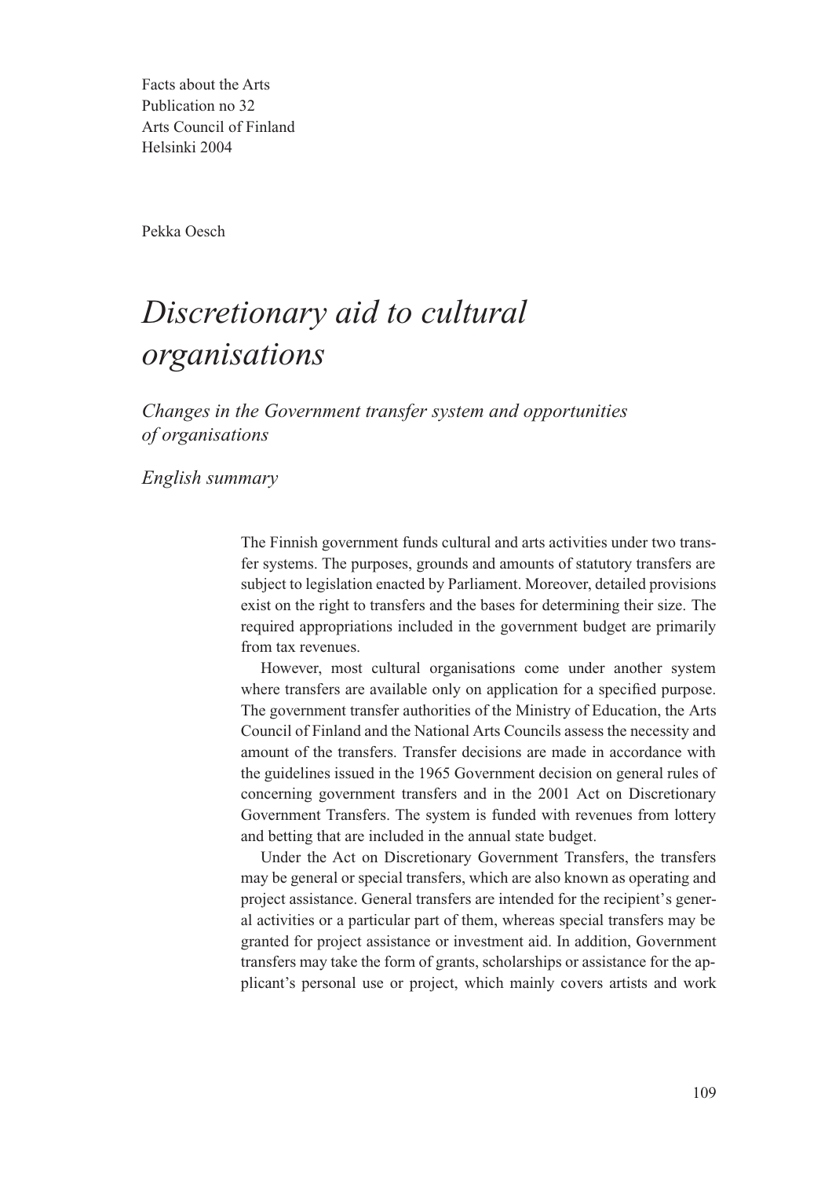Facts about the Arts
Publication no 32
Arts Council of Finland
Helsinki 2004

Pekka Oesch

# *Discretionary aid to cultural organisations*

## *Changes in the Government transfer system and opportunities of organisations*

### *English summary*

The Finnish government funds cultural and arts activities under two transfer systems. The purposes, grounds and amounts of statutory transfers are subject to legislation enacted by Parliament. Moreover, detailed provisions exist on the right to transfers and the bases for determining their size. The required appropriations included in the government budget are primarily from tax revenues.

However, most cultural organisations come under another system where transfers are available only on application for a specified purpose. The government transfer authorities of the Ministry of Education, the Arts Council of Finland and the National Arts Councils assess the necessity and amount of the transfers. Transfer decisions are made in accordance with the guidelines issued in the 1965 Government decision on general rules of concerning government transfers and in the 2001 Act on Discretionary Government Transfers. The system is funded with revenues from lottery and betting that are included in the annual state budget.

Under the Act on Discretionary Government Transfers, the transfers may be general or special transfers, which are also known as operating and project assistance. General transfers are intended for the recipient's general activities or a particular part of them, whereas special transfers may be granted for project assistance or investment aid. In addition, Government transfers may take the form of grants, scholarships or assistance for the applicant's personal use or project, which mainly covers artists and work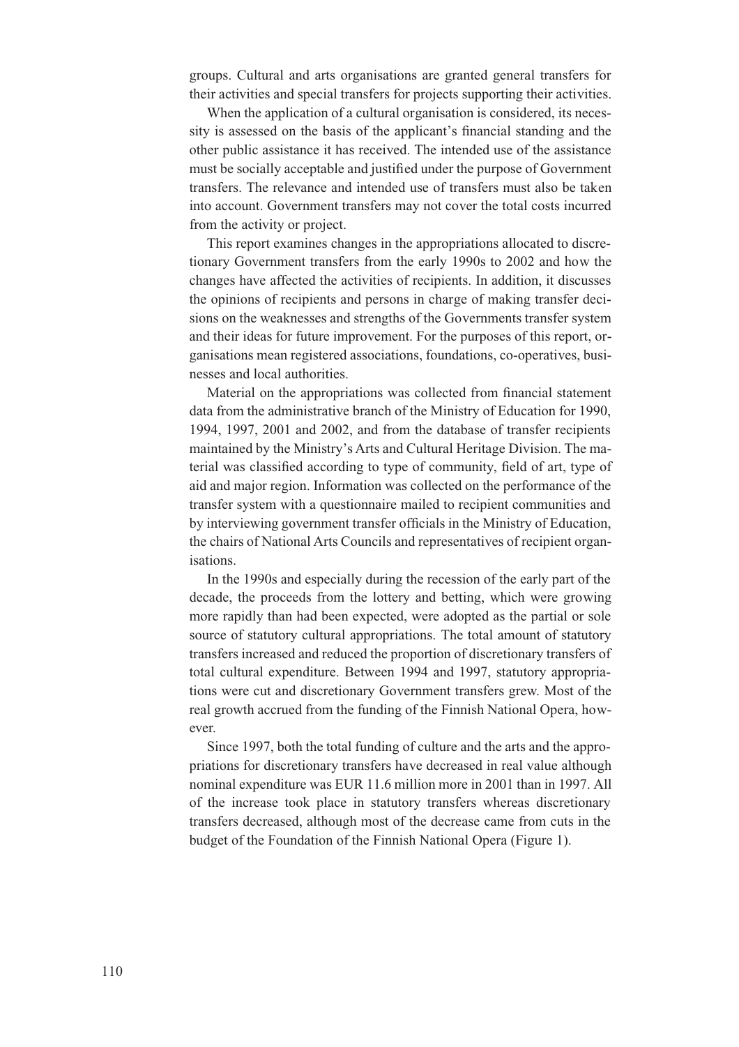groups. Cultural and arts organisations are granted general transfers for their activities and special transfers for projects supporting their activities.

When the application of a cultural organisation is considered, its necessity is assessed on the basis of the applicant's financial standing and the other public assistance it has received. The intended use of the assistance must be socially acceptable and justified under the purpose of Government transfers. The relevance and intended use of transfers must also be taken into account. Government transfers may not cover the total costs incurred from the activity or project.

This report examines changes in the appropriations allocated to discretionary Government transfers from the early 1990s to 2002 and how the changes have affected the activities of recipients. In addition, it discusses the opinions of recipients and persons in charge of making transfer decisions on the weaknesses and strengths of the Governments transfer system and their ideas for future improvement. For the purposes of this report, organisations mean registered associations, foundations, co-operatives, businesses and local authorities.

Material on the appropriations was collected from financial statement data from the administrative branch of the Ministry of Education for 1990, 1994, 1997, 2001 and 2002, and from the database of transfer recipients maintained by the Ministry's Arts and Cultural Heritage Division. The material was classified according to type of community, field of art, type of aid and major region. Information was collected on the performance of the transfer system with a questionnaire mailed to recipient communities and by interviewing government transfer officials in the Ministry of Education, the chairs of National Arts Councils and representatives of recipient organisations.

In the 1990s and especially during the recession of the early part of the decade, the proceeds from the lottery and betting, which were growing more rapidly than had been expected, were adopted as the partial or sole source of statutory cultural appropriations. The total amount of statutory transfers increased and reduced the proportion of discretionary transfers of total cultural expenditure. Between 1994 and 1997, statutory appropriations were cut and discretionary Government transfers grew. Most of the real growth accrued from the funding of the Finnish National Opera, however.

Since 1997, both the total funding of culture and the arts and the appropriations for discretionary transfers have decreased in real value although nominal expenditure was EUR 11.6 million more in 2001 than in 1997. All of the increase took place in statutory transfers whereas discretionary transfers decreased, although most of the decrease came from cuts in the budget of the Foundation of the Finnish National Opera (Figure 1).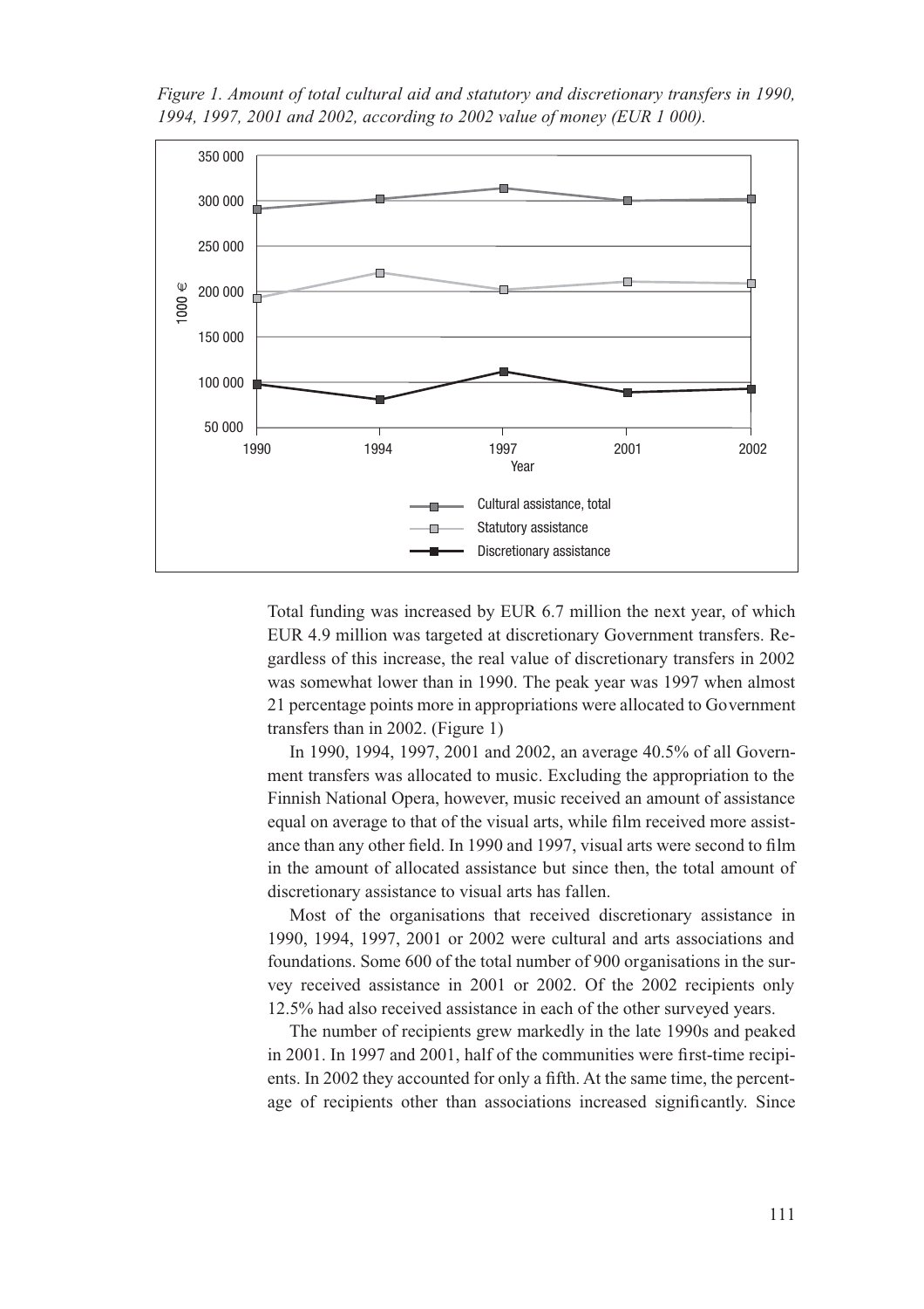*Figure 1. Amount of total cultural aid and statutory and discretionary transfers in 1990, 1994, 1997, 2001 and 2002, according to 2002 value of money (EUR 1 000).*

Total funding was increased by EUR 6.7 million the next year, of which EUR 4.9 million was targeted at discretionary Government transfers. Regardless of this increase, the real value of discretionary transfers in 2002 was somewhat lower than in 1990. The peak year was 1997 when almost 21 percentage points more in appropriations were allocated to Government transfers than in 2002. (Figure 1)

In 1990, 1994, 1997, 2001 and 2002, an average 40.5% of all Government transfers was allocated to music. Excluding the appropriation to the Finnish National Opera, however, music received an amount of assistance equal on average to that of the visual arts, while film received more assistance than any other field. In 1990 and 1997, visual arts were second to film in the amount of allocated assistance but since then, the total amount of discretionary assistance to visual arts has fallen.

Most of the organisations that received discretionary assistance in 1990, 1994, 1997, 2001 or 2002 were cultural and arts associations and foundations. Some 600 of the total number of 900 organisations in the survey received assistance in 2001 or 2002. Of the 2002 recipients only 12.5% had also received assistance in each of the other surveyed years.

The number of recipients grew markedly in the late 1990s and peaked in 2001. In 1997 and 2001, half of the communities were first-time recipients. In 2002 they accounted for only a fifth. At the same time, the percentage of recipients other than associations increased significantly. Since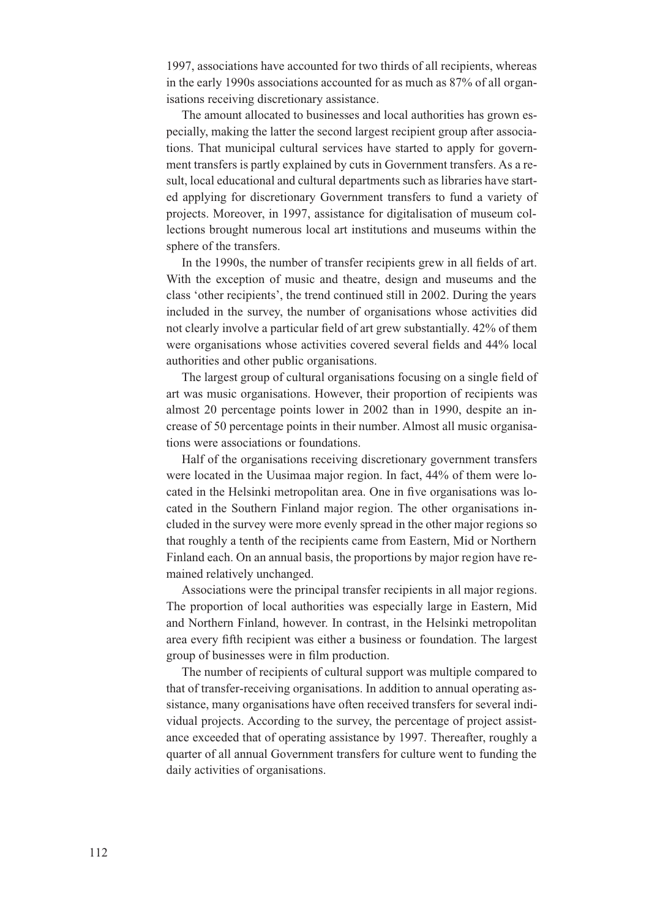1997, associations have accounted for two thirds of all recipients, whereas in the early 1990s associations accounted for as much as 87% of all organisations receiving discretionary assistance.

The amount allocated to businesses and local authorities has grown especially, making the latter the second largest recipient group after associations. That municipal cultural services have started to apply for government transfers is partly explained by cuts in Government transfers. As a result, local educational and cultural departments such as libraries have started applying for discretionary Government transfers to fund a variety of projects. Moreover, in 1997, assistance for digitalisation of museum collections brought numerous local art institutions and museums within the sphere of the transfers.

In the 1990s, the number of transfer recipients grew in all fields of art. With the exception of music and theatre, design and museums and the class 'other recipients', the trend continued still in 2002. During the years included in the survey, the number of organisations whose activities did not clearly involve a particular field of art grew substantially. 42% of them were organisations whose activities covered several fields and 44% local authorities and other public organisations.

The largest group of cultural organisations focusing on a single field of art was music organisations. However, their proportion of recipients was almost 20 percentage points lower in 2002 than in 1990, despite an increase of 50 percentage points in their number. Almost all music organisations were associations or foundations.

Half of the organisations receiving discretionary government transfers were located in the Uusimaa major region. In fact, 44% of them were located in the Helsinki metropolitan area. One in five organisations was located in the Southern Finland major region. The other organisations included in the survey were more evenly spread in the other major regions so that roughly a tenth of the recipients came from Eastern, Mid or Northern Finland each. On an annual basis, the proportions by major region have remained relatively unchanged.

Associations were the principal transfer recipients in all major regions. The proportion of local authorities was especially large in Eastern, Mid and Northern Finland, however. In contrast, in the Helsinki metropolitan area every fifth recipient was either a business or foundation. The largest group of businesses were in film production.

The number of recipients of cultural support was multiple compared to that of transfer-receiving organisations. In addition to annual operating assistance, many organisations have often received transfers for several individual projects. According to the survey, the percentage of project assistance exceeded that of operating assistance by 1997. Thereafter, roughly a quarter of all annual Government transfers for culture went to funding the daily activities of organisations.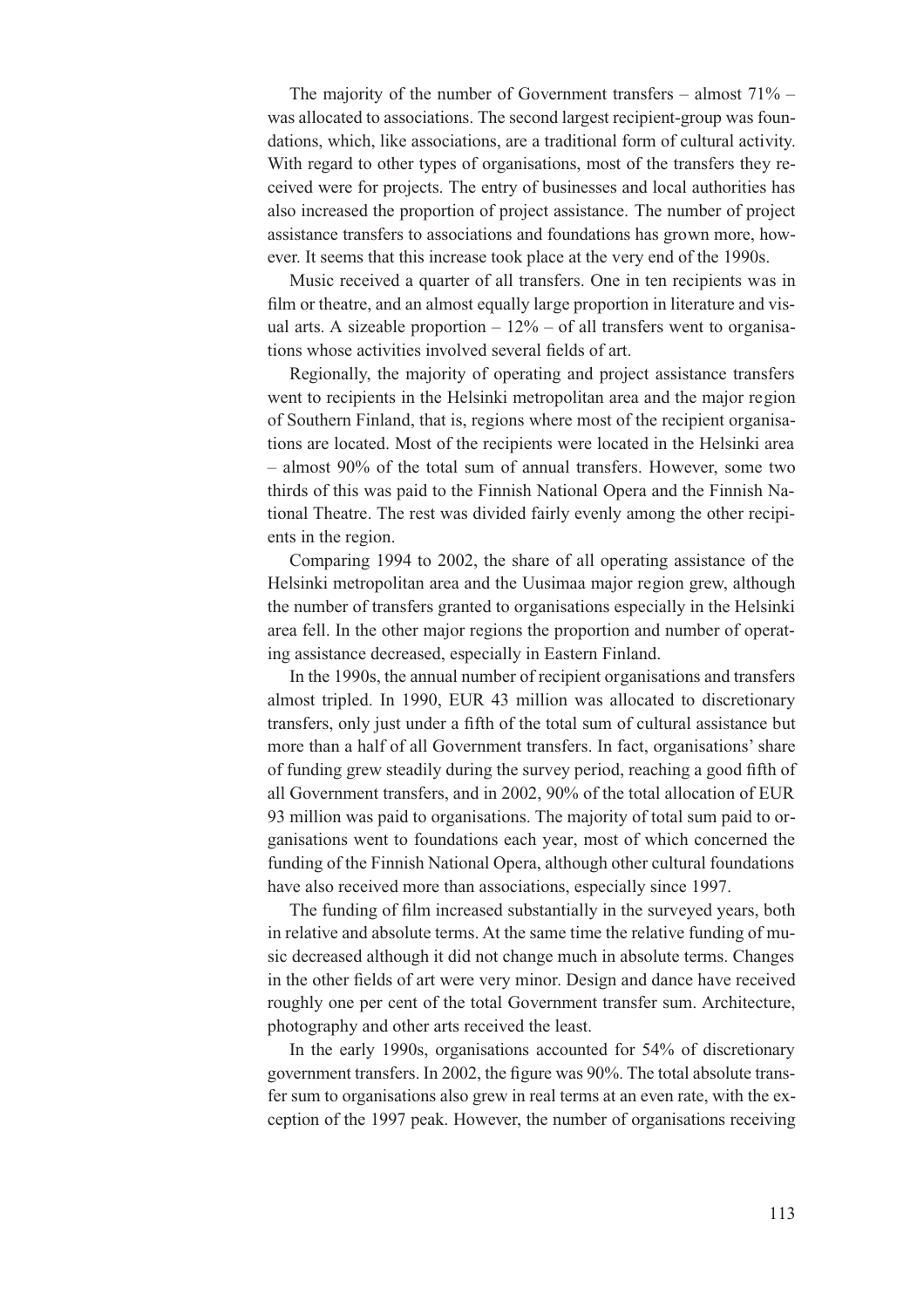The majority of the number of Government transfers – almost 71% – was allocated to associations. The second largest recipient-group was foundations, which, like associations, are a traditional form of cultural activity. With regard to other types of organisations, most of the transfers they received were for projects. The entry of businesses and local authorities has also increased the proportion of project assistance. The number of project assistance transfers to associations and foundations has grown more, however. It seems that this increase took place at the very end of the 1990s.

Music received a quarter of all transfers. One in ten recipients was in film or theatre, and an almost equally large proportion in literature and visual arts. A sizeable proportion – 12% – of all transfers went to organisations whose activities involved several fields of art.

Regionally, the majority of operating and project assistance transfers went to recipients in the Helsinki metropolitan area and the major region of Southern Finland, that is, regions where most of the recipient organisations are located. Most of the recipients were located in the Helsinki area – almost 90% of the total sum of annual transfers. However, some two thirds of this was paid to the Finnish National Opera and the Finnish National Theatre. The rest was divided fairly evenly among the other recipients in the region.

Comparing 1994 to 2002, the share of all operating assistance of the Helsinki metropolitan area and the Uusimaa major region grew, although the number of transfers granted to organisations especially in the Helsinki area fell. In the other major regions the proportion and number of operating assistance decreased, especially in Eastern Finland.

In the 1990s, the annual number of recipient organisations and transfers almost tripled. In 1990, EUR 43 million was allocated to discretionary transfers, only just under a fifth of the total sum of cultural assistance but more than a half of all Government transfers. In fact, organisations' share of funding grew steadily during the survey period, reaching a good fifth of all Government transfers, and in 2002, 90% of the total allocation of EUR 93 million was paid to organisations. The majority of total sum paid to organisations went to foundations each year, most of which concerned the funding of the Finnish National Opera, although other cultural foundations have also received more than associations, especially since 1997.

The funding of film increased substantially in the surveyed years, both in relative and absolute terms. At the same time the relative funding of music decreased although it did not change much in absolute terms. Changes in the other fields of art were very minor. Design and dance have received roughly one per cent of the total Government transfer sum. Architecture, photography and other arts received the least.

In the early 1990s, organisations accounted for 54% of discretionary government transfers. In 2002, the figure was 90%. The total absolute transfer sum to organisations also grew in real terms at an even rate, with the exception of the 1997 peak. However, the number of organisations receiving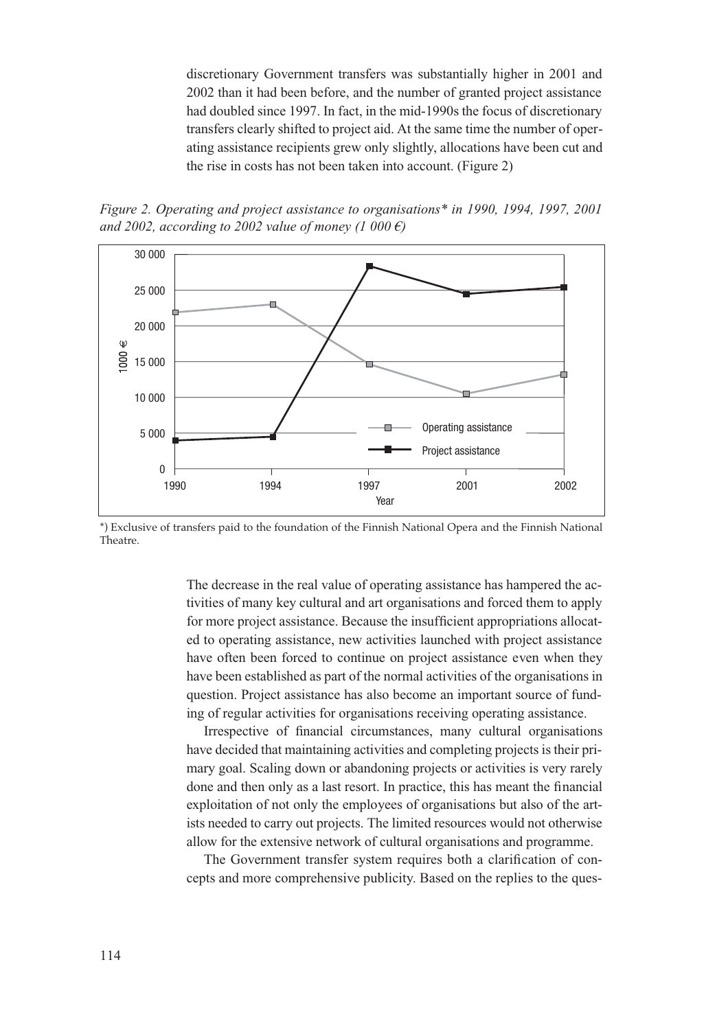discretionary Government transfers was substantially higher in 2001 and 2002 than it had been before, and the number of granted project assistance had doubled since 1997. In fact, in the mid-1990s the focus of discretionary transfers clearly shifted to project aid. At the same time the number of operating assistance recipients grew only slightly, allocations have been cut and the rise in costs has not been taken into account. (Figure 2)

*Figure 2. Operating and project assistance to organisations* in 1990, 1994, 1997, 2001 and 2002, according to 2002 value of money (1 000 €)*

*) Exclusive of transfers paid to the foundation of the Finnish National Opera and the Finnish National Theatre.

The decrease in the real value of operating assistance has hampered the activities of many key cultural and art organisations and forced them to apply for more project assistance. Because the insufficient appropriations allocated to operating assistance, new activities launched with project assistance have often been forced to continue on project assistance even when they have been established as part of the normal activities of the organisations in question. Project assistance has also become an important source of funding of regular activities for organisations receiving operating assistance.

Irrespective of financial circumstances, many cultural organisations have decided that maintaining activities and completing projects is their primary goal. Scaling down or abandoning projects or activities is very rarely done and then only as a last resort. In practice, this has meant the financial exploitation of not only the employees of organisations but also of the artists needed to carry out projects. The limited resources would not otherwise allow for the extensive network of cultural organisations and programme.

The Government transfer system requires both a clarification of concepts and more comprehensive publicity. Based on the replies to the ques-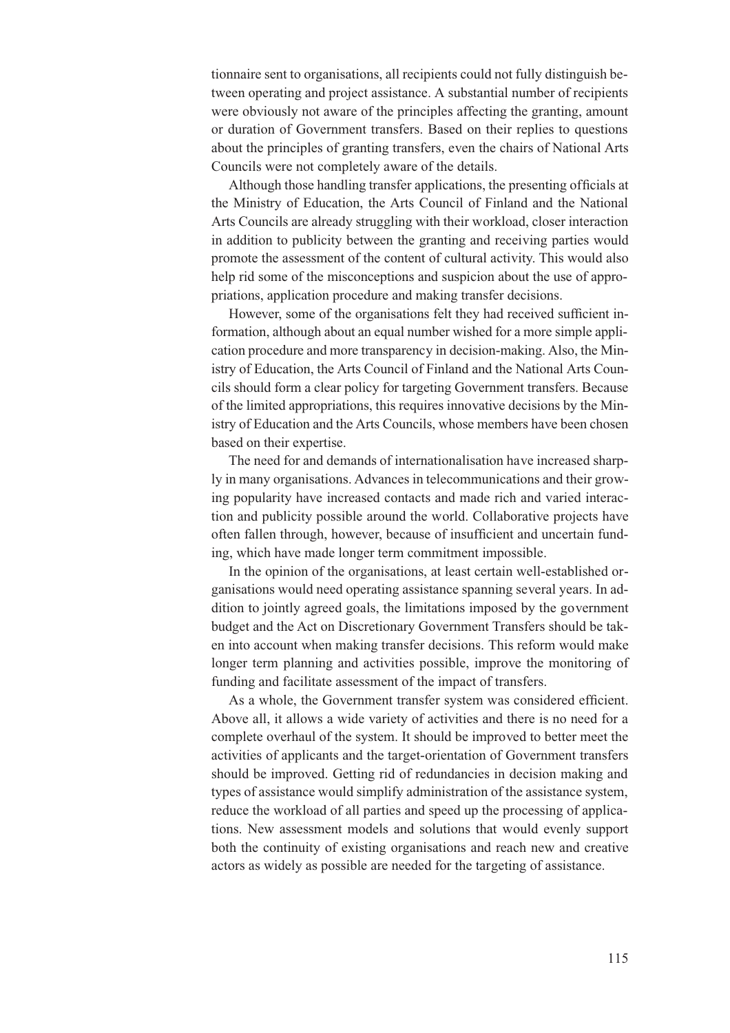tionnaire sent to organisations, all recipients could not fully distinguish between operating and project assistance. A substantial number of recipients were obviously not aware of the principles affecting the granting, amount or duration of Government transfers. Based on their replies to questions about the principles of granting transfers, even the chairs of National Arts Councils were not completely aware of the details.

Although those handling transfer applications, the presenting officials at the Ministry of Education, the Arts Council of Finland and the National Arts Councils are already struggling with their workload, closer interaction in addition to publicity between the granting and receiving parties would promote the assessment of the content of cultural activity. This would also help rid some of the misconceptions and suspicion about the use of appropriations, application procedure and making transfer decisions.

However, some of the organisations felt they had received sufficient information, although about an equal number wished for a more simple application procedure and more transparency in decision-making. Also, the Ministry of Education, the Arts Council of Finland and the National Arts Councils should form a clear policy for targeting Government transfers. Because of the limited appropriations, this requires innovative decisions by the Ministry of Education and the Arts Councils, whose members have been chosen based on their expertise.

The need for and demands of internationalisation have increased sharply in many organisations. Advances in telecommunications and their growing popularity have increased contacts and made rich and varied interaction and publicity possible around the world. Collaborative projects have often fallen through, however, because of insufficient and uncertain funding, which have made longer term commitment impossible.

In the opinion of the organisations, at least certain well-established organisations would need operating assistance spanning several years. In addition to jointly agreed goals, the limitations imposed by the government budget and the Act on Discretionary Government Transfers should be taken into account when making transfer decisions. This reform would make longer term planning and activities possible, improve the monitoring of funding and facilitate assessment of the impact of transfers.

As a whole, the Government transfer system was considered efficient. Above all, it allows a wide variety of activities and there is no need for a complete overhaul of the system. It should be improved to better meet the activities of applicants and the target-orientation of Government transfers should be improved. Getting rid of redundancies in decision making and types of assistance would simplify administration of the assistance system, reduce the workload of all parties and speed up the processing of applications. New assessment models and solutions that would evenly support both the continuity of existing organisations and reach new and creative actors as widely as possible are needed for the targeting of assistance.